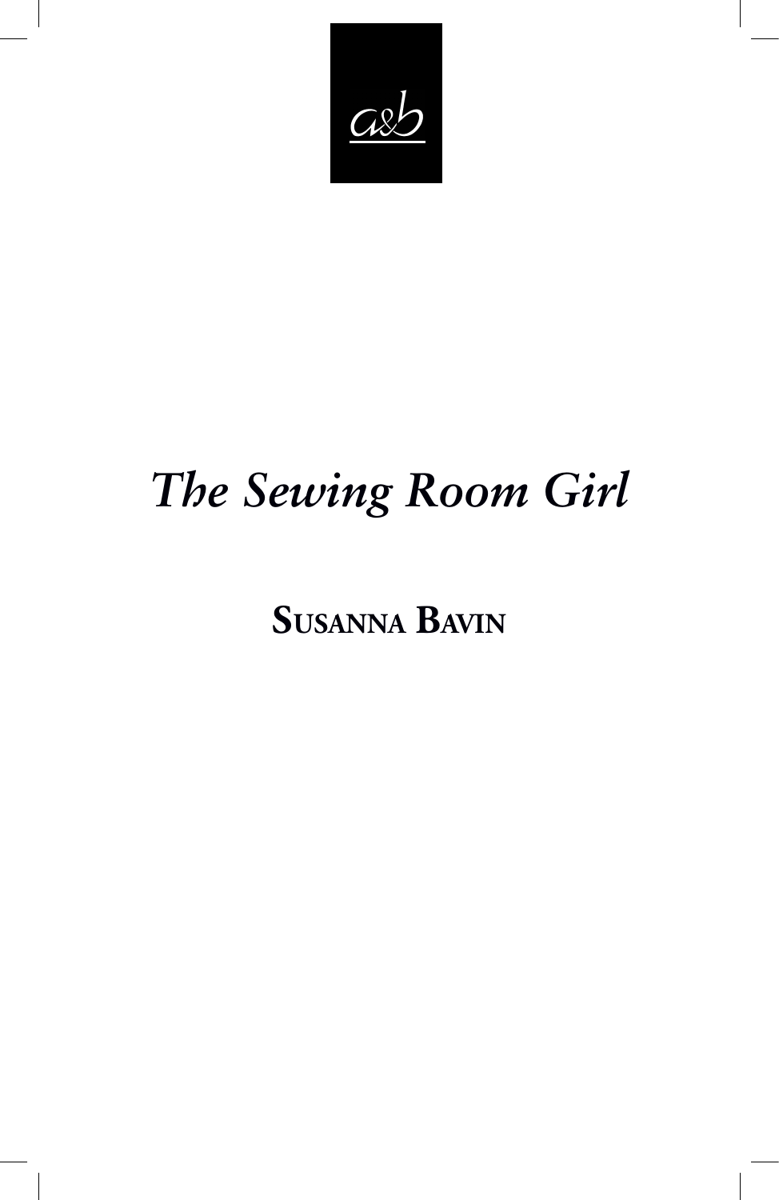a&b

# *The Sewing Room Girl*

**SUSANNA BAVIN**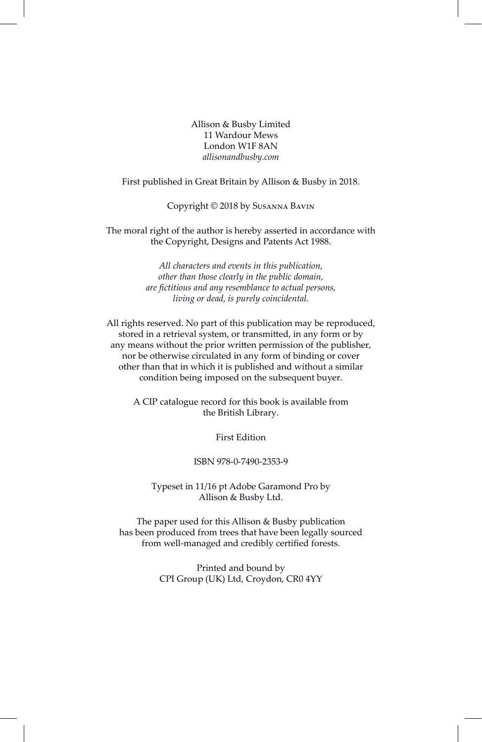Allison & Busby Limited  
11 Wardour Mews  
London W1F 8AN  
*allisonandbusby.com*

First published in Great Britain by Allison & Busby in 2018.

Copyright © 2018 by Susanna Bavin

The moral right of the author is hereby asserted in accordance with the Copyright, Designs and Patents Act 1988.

*All characters and events in this publication, other than those clearly in the public domain, are fictitious and any resemblance to actual persons, living or dead, is purely coincidental.*

All rights reserved. No part of this publication may be reproduced, stored in a retrieval system, or transmitted, in any form or by any means without the prior written permission of the publisher, nor be otherwise circulated in any form of binding or cover other than that in which it is published and without a similar condition being imposed on the subsequent buyer.

A CIP catalogue record for this book is available from the British Library.

First Edition

ISBN 978-0-7490-2353-9

Typeset in 11/16 pt Adobe Garamond Pro by Allison & Busby Ltd.

The paper used for this Allison & Busby publication has been produced from trees that have been legally sourced from well-managed and credibly certified forests.

Printed and bound by  
CPI Group (UK) Ltd, Croydon, CR0 4YY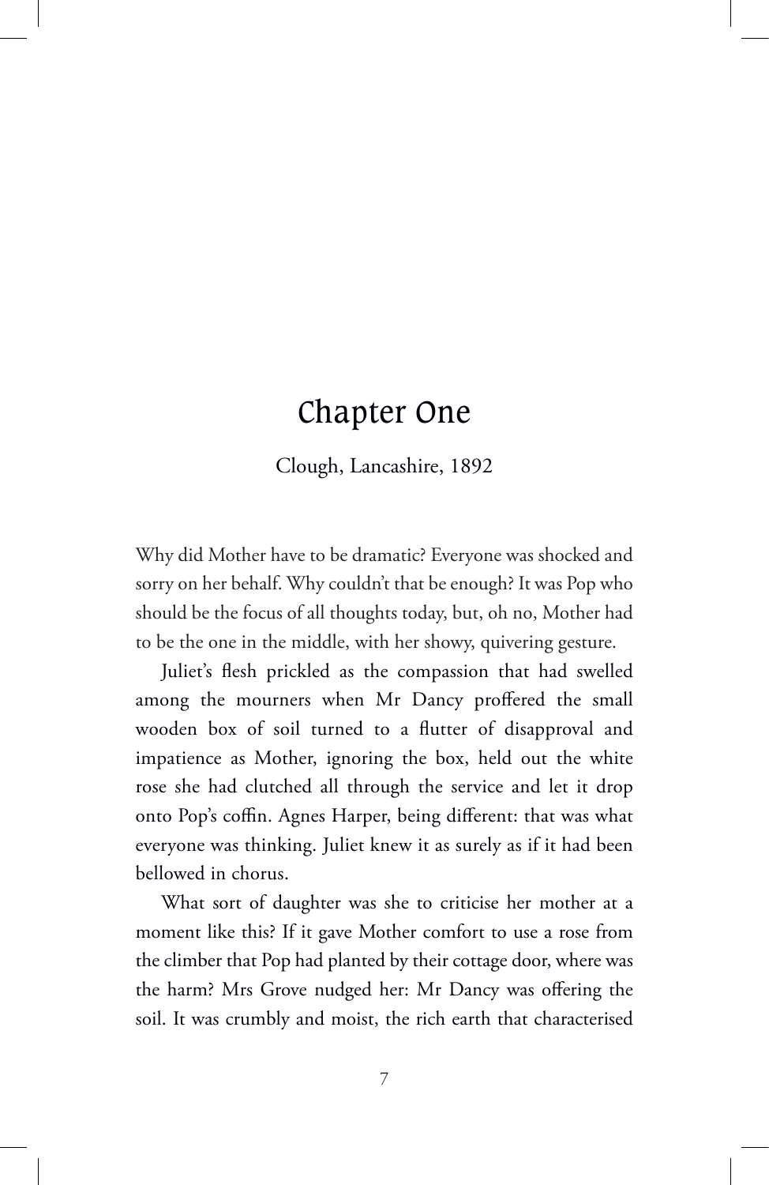# Chapter One

Clough, Lancashire, 1892

Why did Mother have to be dramatic? Everyone was shocked and sorry on her behalf. Why couldn't that be enough? It was Pop who should be the focus of all thoughts today, but, oh no, Mother had to be the one in the middle, with her showy, quivering gesture.

Juliet's flesh prickled as the compassion that had swelled among the mourners when Mr Dancy proffered the small wooden box of soil turned to a flutter of disapproval and impatience as Mother, ignoring the box, held out the white rose she had clutched all through the service and let it drop onto Pop's coffin. Agnes Harper, being different: that was what everyone was thinking. Juliet knew it as surely as if it had been bellowed in chorus.

What sort of daughter was she to criticise her mother at a moment like this? If it gave Mother comfort to use a rose from the climber that Pop had planted by their cottage door, where was the harm? Mrs Grove nudged her: Mr Dancy was offering the soil. It was crumbly and moist, the rich earth that characterised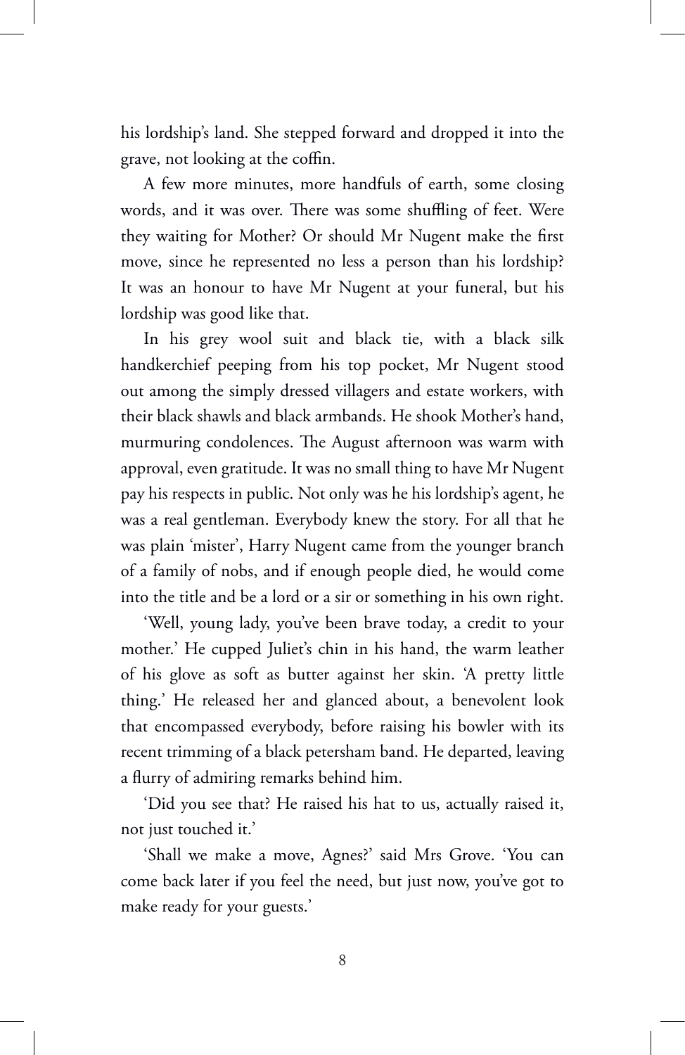his lordship's land. She stepped forward and dropped it into the grave, not looking at the coffin.

A few more minutes, more handfuls of earth, some closing words, and it was over. There was some shuffling of feet. Were they waiting for Mother? Or should Mr Nugent make the first move, since he represented no less a person than his lordship? It was an honour to have Mr Nugent at your funeral, but his lordship was good like that.

In his grey wool suit and black tie, with a black silk handkerchief peeping from his top pocket, Mr Nugent stood out among the simply dressed villagers and estate workers, with their black shawls and black armbands. He shook Mother's hand, murmuring condolences. The August afternoon was warm with approval, even gratitude. It was no small thing to have Mr Nugent pay his respects in public. Not only was he his lordship's agent, he was a real gentleman. Everybody knew the story. For all that he was plain 'mister', Harry Nugent came from the younger branch of a family of nobs, and if enough people died, he would come into the title and be a lord or a sir or something in his own right.

'Well, young lady, you've been brave today, a credit to your mother.' He cupped Juliet's chin in his hand, the warm leather of his glove as soft as butter against her skin. 'A pretty little thing.' He released her and glanced about, a benevolent look that encompassed everybody, before raising his bowler with its recent trimming of a black petersham band. He departed, leaving a flurry of admiring remarks behind him.

'Did you see that? He raised his hat to us, actually raised it, not just touched it.'

'Shall we make a move, Agnes?' said Mrs Grove. 'You can come back later if you feel the need, but just now, you've got to make ready for your guests.'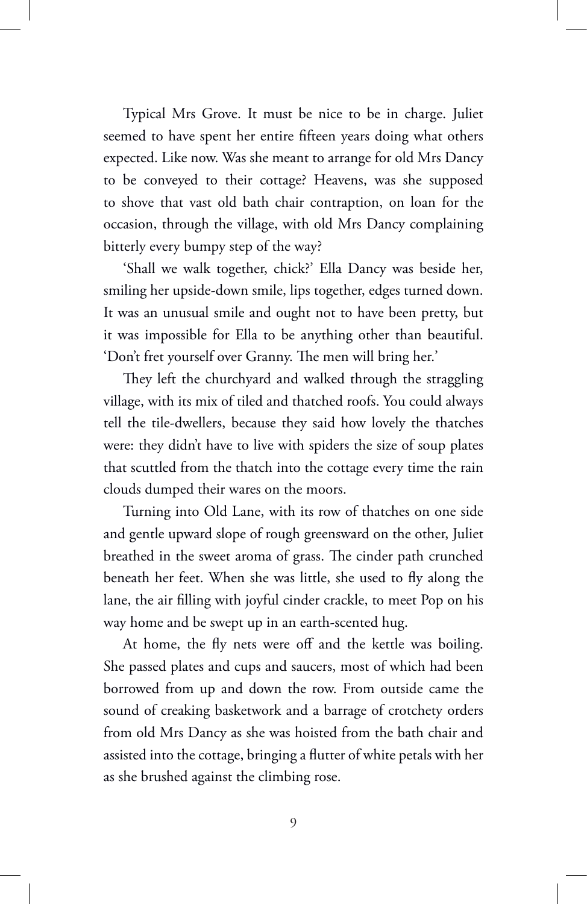Typical Mrs Grove. It must be nice to be in charge. Juliet seemed to have spent her entire fifteen years doing what others expected. Like now. Was she meant to arrange for old Mrs Dancy to be conveyed to their cottage? Heavens, was she supposed to shove that vast old bath chair contraption, on loan for the occasion, through the village, with old Mrs Dancy complaining bitterly every bumpy step of the way?

'Shall we walk together, chick?' Ella Dancy was beside her, smiling her upside-down smile, lips together, edges turned down. It was an unusual smile and ought not to have been pretty, but it was impossible for Ella to be anything other than beautiful. 'Don't fret yourself over Granny. The men will bring her.'

They left the churchyard and walked through the straggling village, with its mix of tiled and thatched roofs. You could always tell the tile-dwellers, because they said how lovely the thatches were: they didn't have to live with spiders the size of soup plates that scuttled from the thatch into the cottage every time the rain clouds dumped their wares on the moors.

Turning into Old Lane, with its row of thatches on one side and gentle upward slope of rough greensward on the other, Juliet breathed in the sweet aroma of grass. The cinder path crunched beneath her feet. When she was little, she used to fly along the lane, the air filling with joyful cinder crackle, to meet Pop on his way home and be swept up in an earth-scented hug.

At home, the fly nets were off and the kettle was boiling. She passed plates and cups and saucers, most of which had been borrowed from up and down the row. From outside came the sound of creaking basketwork and a barrage of crotchety orders from old Mrs Dancy as she was hoisted from the bath chair and assisted into the cottage, bringing a flutter of white petals with her as she brushed against the climbing rose.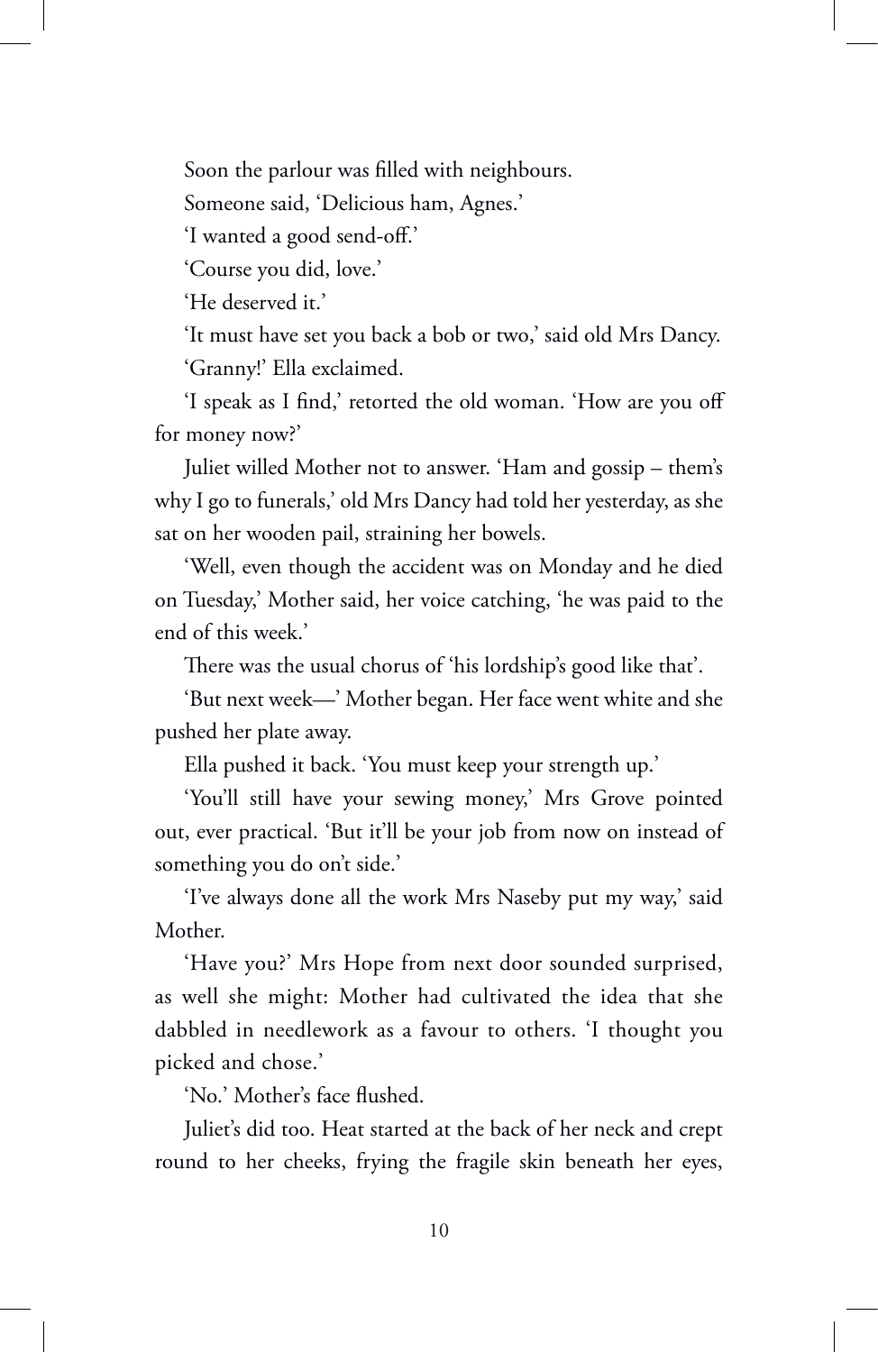Soon the parlour was filled with neighbours.

Someone said, 'Delicious ham, Agnes.'

'I wanted a good send-off.'

'Course you did, love.'

'He deserved it.'

'It must have set you back a bob or two,' said old Mrs Dancy.

'Granny!' Ella exclaimed.

'I speak as I find,' retorted the old woman. 'How are you off for money now?'

Juliet willed Mother not to answer. 'Ham and gossip – them's why I go to funerals,' old Mrs Dancy had told her yesterday, as she sat on her wooden pail, straining her bowels.

'Well, even though the accident was on Monday and he died on Tuesday,' Mother said, her voice catching, 'he was paid to the end of this week.'

There was the usual chorus of 'his lordship's good like that'.

'But next week—' Mother began. Her face went white and she pushed her plate away.

Ella pushed it back. 'You must keep your strength up.'

'You'll still have your sewing money,' Mrs Grove pointed out, ever practical. 'But it'll be your job from now on instead of something you do on't side.'

'I've always done all the work Mrs Naseby put my way,' said Mother.

'Have you?' Mrs Hope from next door sounded surprised, as well she might: Mother had cultivated the idea that she dabbled in needlework as a favour to others. 'I thought you picked and chose.'

'No.' Mother's face flushed.

Juliet's did too. Heat started at the back of her neck and crept round to her cheeks, frying the fragile skin beneath her eyes,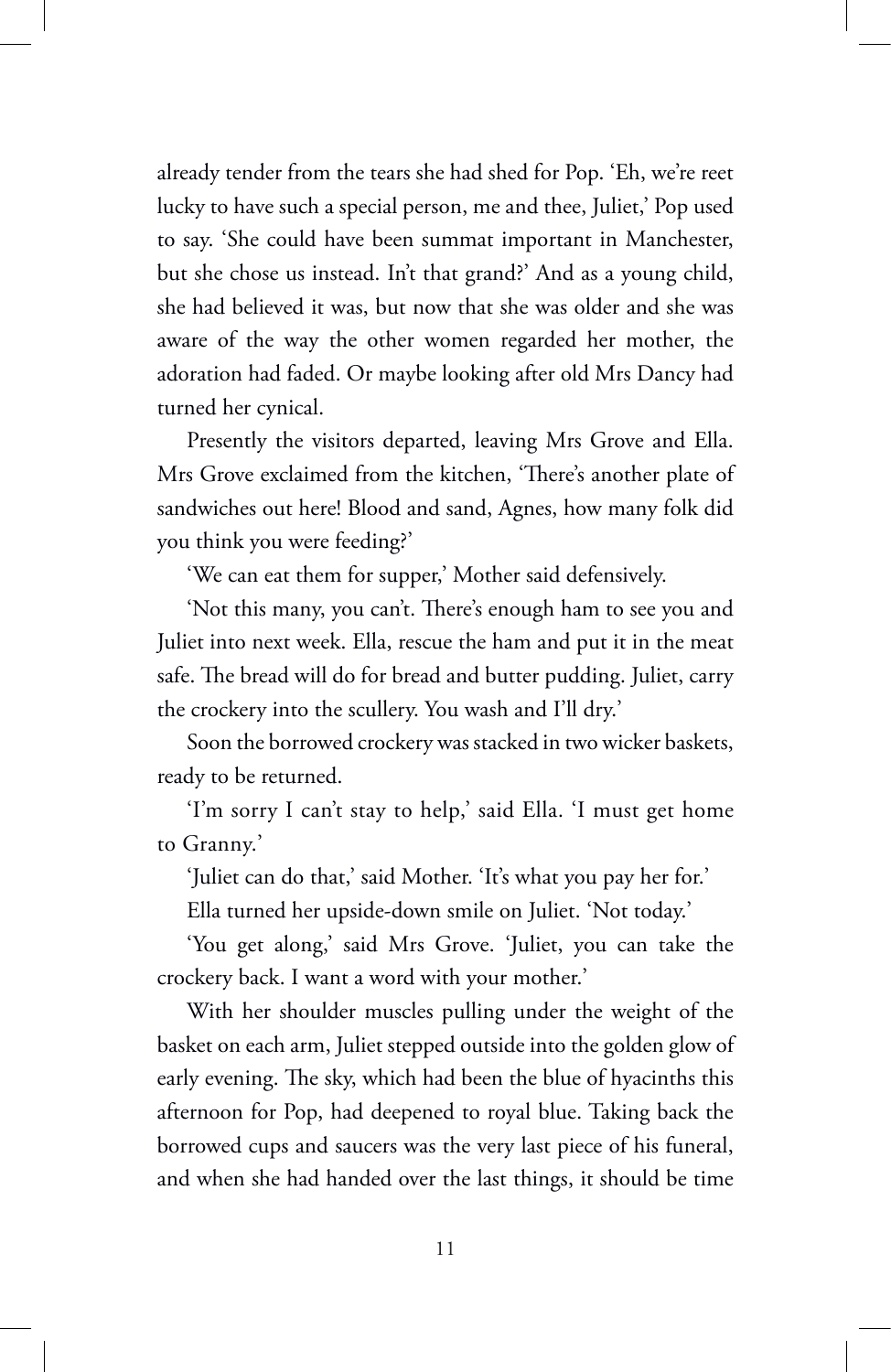already tender from the tears she had shed for Pop. 'Eh, we're reet lucky to have such a special person, me and thee, Juliet,' Pop used to say. 'She could have been summat important in Manchester, but she chose us instead. In't that grand?' And as a young child, she had believed it was, but now that she was older and she was aware of the way the other women regarded her mother, the adoration had faded. Or maybe looking after old Mrs Dancy had turned her cynical.

Presently the visitors departed, leaving Mrs Grove and Ella. Mrs Grove exclaimed from the kitchen, 'There's another plate of sandwiches out here! Blood and sand, Agnes, how many folk did you think you were feeding?'

'We can eat them for supper,' Mother said defensively.

'Not this many, you can't. There's enough ham to see you and Juliet into next week. Ella, rescue the ham and put it in the meat safe. The bread will do for bread and butter pudding. Juliet, carry the crockery into the scullery. You wash and I'll dry.'

Soon the borrowed crockery was stacked in two wicker baskets, ready to be returned.

'I'm sorry I can't stay to help,' said Ella. 'I must get home to Granny.'

'Juliet can do that,' said Mother. 'It's what you pay her for.'

Ella turned her upside-down smile on Juliet. 'Not today.'

'You get along,' said Mrs Grove. 'Juliet, you can take the crockery back. I want a word with your mother.'

With her shoulder muscles pulling under the weight of the basket on each arm, Juliet stepped outside into the golden glow of early evening. The sky, which had been the blue of hyacinths this afternoon for Pop, had deepened to royal blue. Taking back the borrowed cups and saucers was the very last piece of his funeral, and when she had handed over the last things, it should be time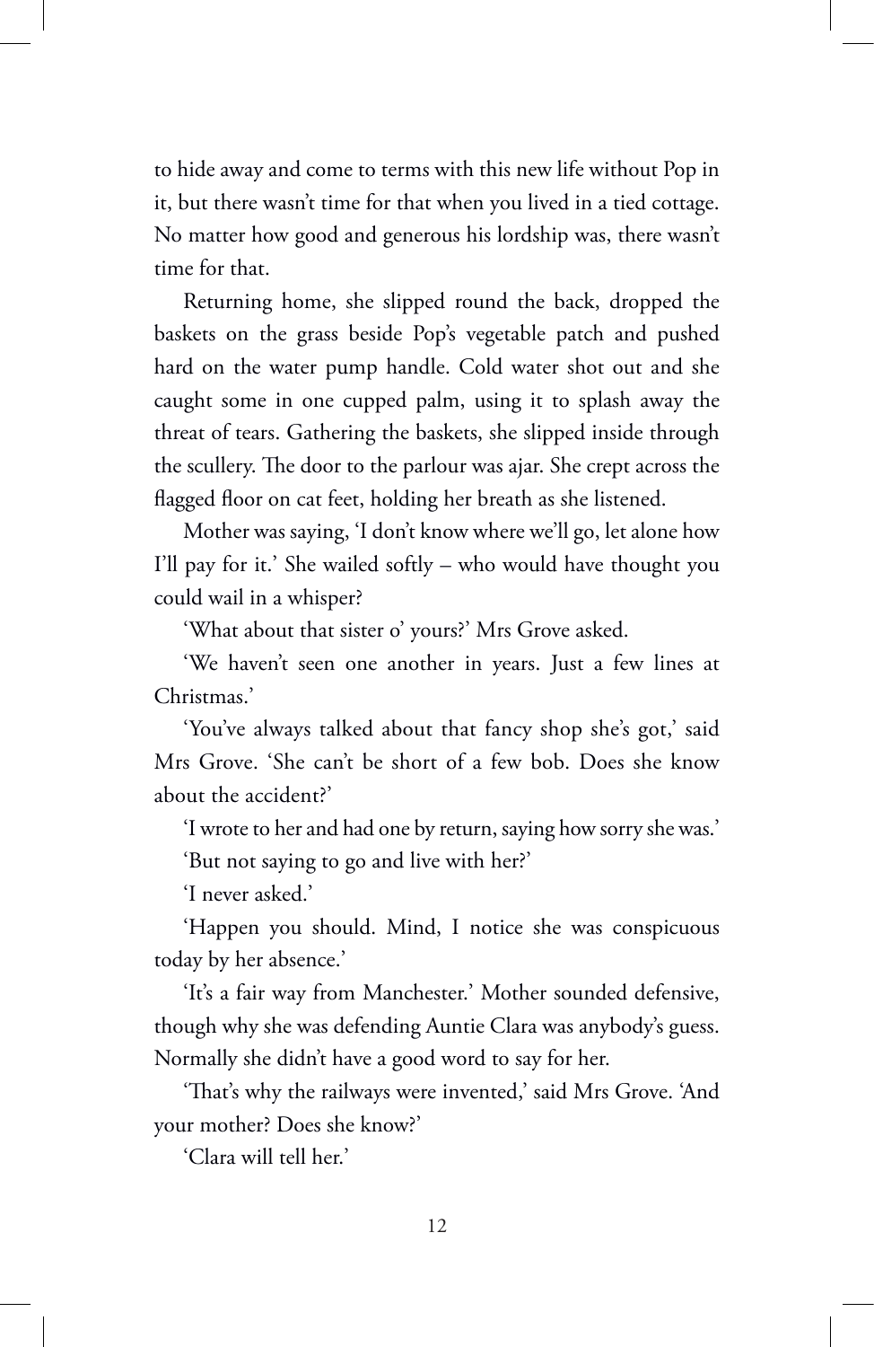to hide away and come to terms with this new life without Pop in it, but there wasn't time for that when you lived in a tied cottage. No matter how good and generous his lordship was, there wasn't time for that.

Returning home, she slipped round the back, dropped the baskets on the grass beside Pop's vegetable patch and pushed hard on the water pump handle. Cold water shot out and she caught some in one cupped palm, using it to splash away the threat of tears. Gathering the baskets, she slipped inside through the scullery. The door to the parlour was ajar. She crept across the flagged floor on cat feet, holding her breath as she listened.

Mother was saying, 'I don't know where we'll go, let alone how I'll pay for it.' She wailed softly – who would have thought you could wail in a whisper?

'What about that sister o' yours?' Mrs Grove asked.

'We haven't seen one another in years. Just a few lines at Christmas.'

'You've always talked about that fancy shop she's got,' said Mrs Grove. 'She can't be short of a few bob. Does she know about the accident?'

'I wrote to her and had one by return, saying how sorry she was.'

'But not saying to go and live with her?'

'I never asked.'

'Happen you should. Mind, I notice she was conspicuous today by her absence.'

'It's a fair way from Manchester.' Mother sounded defensive, though why she was defending Auntie Clara was anybody's guess. Normally she didn't have a good word to say for her.

'That's why the railways were invented,' said Mrs Grove. 'And your mother? Does she know?'

'Clara will tell her.'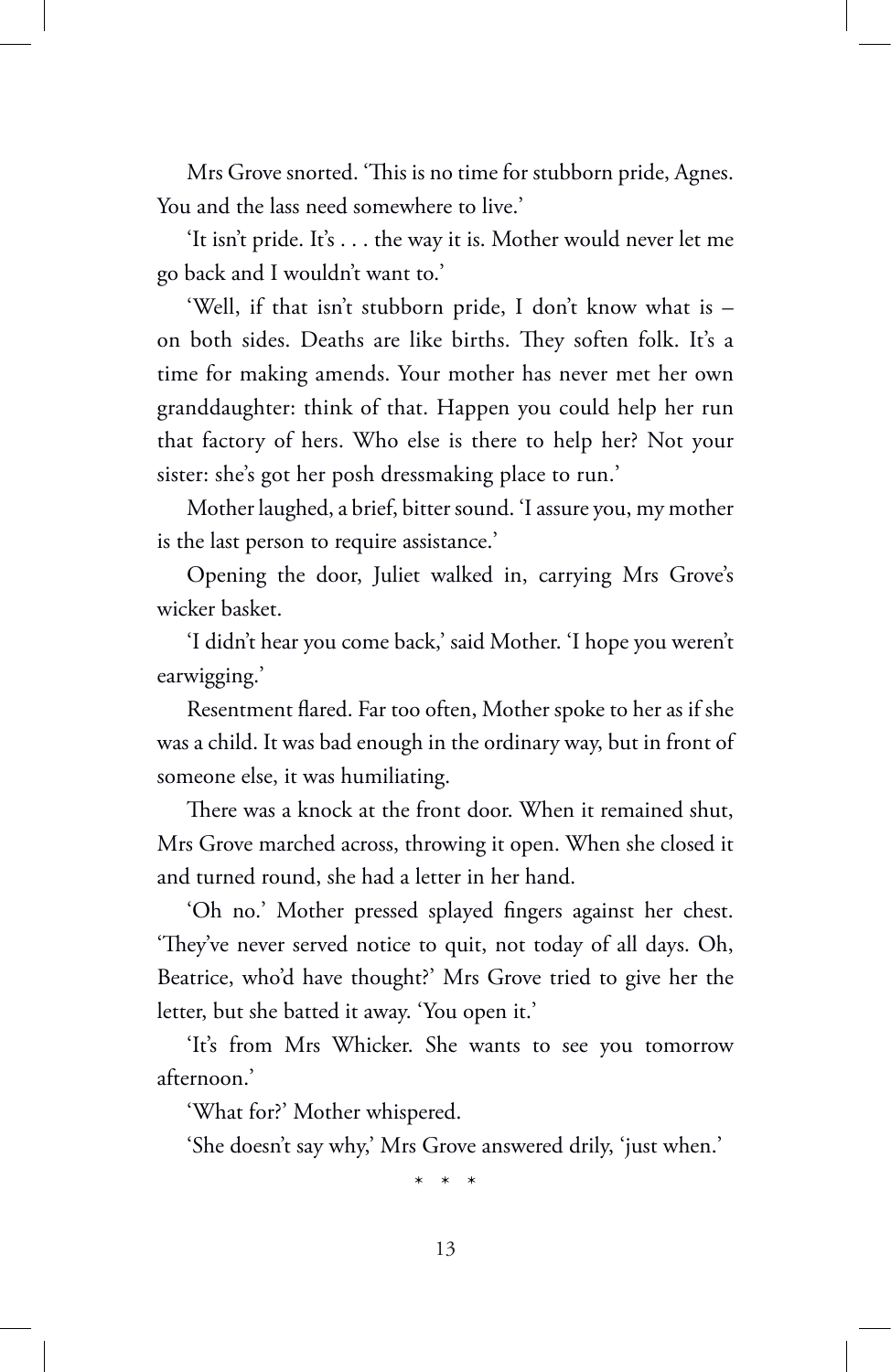Mrs Grove snorted. 'This is no time for stubborn pride, Agnes. You and the lass need somewhere to live.'

'It isn't pride. It's . . . the way it is. Mother would never let me go back and I wouldn't want to.'

'Well, if that isn't stubborn pride, I don't know what is – on both sides. Deaths are like births. They soften folk. It's a time for making amends. Your mother has never met her own granddaughter: think of that. Happen you could help her run that factory of hers. Who else is there to help her? Not your sister: she's got her posh dressmaking place to run.'

Mother laughed, a brief, bitter sound. 'I assure you, my mother is the last person to require assistance.'

Opening the door, Juliet walked in, carrying Mrs Grove's wicker basket.

'I didn't hear you come back,' said Mother. 'I hope you weren't earwigging.'

Resentment flared. Far too often, Mother spoke to her as if she was a child. It was bad enough in the ordinary way, but in front of someone else, it was humiliating.

There was a knock at the front door. When it remained shut, Mrs Grove marched across, throwing it open. When she closed it and turned round, she had a letter in her hand.

'Oh no.' Mother pressed splayed fingers against her chest. 'They've never served notice to quit, not today of all days. Oh, Beatrice, who'd have thought?' Mrs Grove tried to give her the letter, but she batted it away. 'You open it.'

'It's from Mrs Whicker. She wants to see you tomorrow afternoon.'

'What for?' Mother whispered.

'She doesn't say why,' Mrs Grove answered drily, 'just when.'

\* \* \*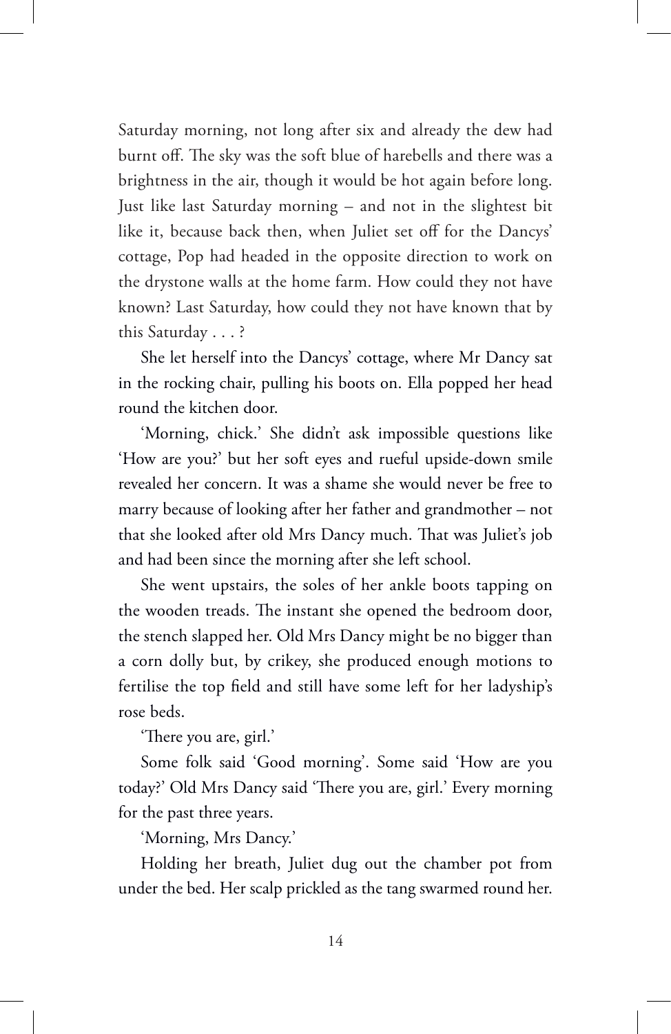Saturday morning, not long after six and already the dew had burnt off. The sky was the soft blue of harebells and there was a brightness in the air, though it would be hot again before long. Just like last Saturday morning – and not in the slightest bit like it, because back then, when Juliet set off for the Dancys' cottage, Pop had headed in the opposite direction to work on the drystone walls at the home farm. How could they not have known? Last Saturday, how could they not have known that by this Saturday . . . ?

She let herself into the Dancys' cottage, where Mr Dancy sat in the rocking chair, pulling his boots on. Ella popped her head round the kitchen door.

'Morning, chick.' She didn't ask impossible questions like 'How are you?' but her soft eyes and rueful upside-down smile revealed her concern. It was a shame she would never be free to marry because of looking after her father and grandmother – not that she looked after old Mrs Dancy much. That was Juliet's job and had been since the morning after she left school.

She went upstairs, the soles of her ankle boots tapping on the wooden treads. The instant she opened the bedroom door, the stench slapped her. Old Mrs Dancy might be no bigger than a corn dolly but, by crikey, she produced enough motions to fertilise the top field and still have some left for her ladyship's rose beds.

'There you are, girl.'

Some folk said 'Good morning'. Some said 'How are you today?' Old Mrs Dancy said 'There you are, girl.' Every morning for the past three years.

'Morning, Mrs Dancy.'

Holding her breath, Juliet dug out the chamber pot from under the bed. Her scalp prickled as the tang swarmed round her.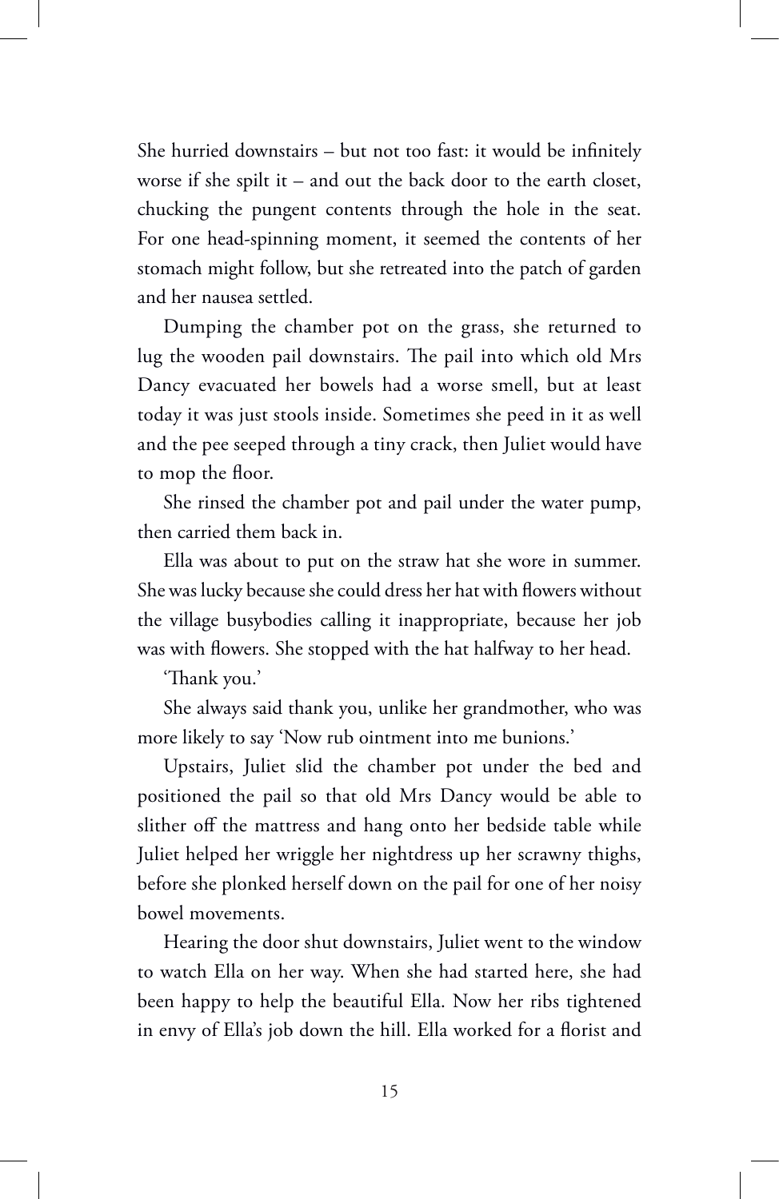She hurried downstairs – but not too fast: it would be infinitely worse if she spilt it – and out the back door to the earth closet, chucking the pungent contents through the hole in the seat. For one head-spinning moment, it seemed the contents of her stomach might follow, but she retreated into the patch of garden and her nausea settled.

Dumping the chamber pot on the grass, she returned to lug the wooden pail downstairs. The pail into which old Mrs Dancy evacuated her bowels had a worse smell, but at least today it was just stools inside. Sometimes she peed in it as well and the pee seeped through a tiny crack, then Juliet would have to mop the floor.

She rinsed the chamber pot and pail under the water pump, then carried them back in.

Ella was about to put on the straw hat she wore in summer. She was lucky because she could dress her hat with flowers without the village busybodies calling it inappropriate, because her job was with flowers. She stopped with the hat halfway to her head.

'Thank you.'

She always said thank you, unlike her grandmother, who was more likely to say 'Now rub ointment into me bunions.'

Upstairs, Juliet slid the chamber pot under the bed and positioned the pail so that old Mrs Dancy would be able to slither off the mattress and hang onto her bedside table while Juliet helped her wriggle her nightdress up her scrawny thighs, before she plonked herself down on the pail for one of her noisy bowel movements.

Hearing the door shut downstairs, Juliet went to the window to watch Ella on her way. When she had started here, she had been happy to help the beautiful Ella. Now her ribs tightened in envy of Ella's job down the hill. Ella worked for a florist and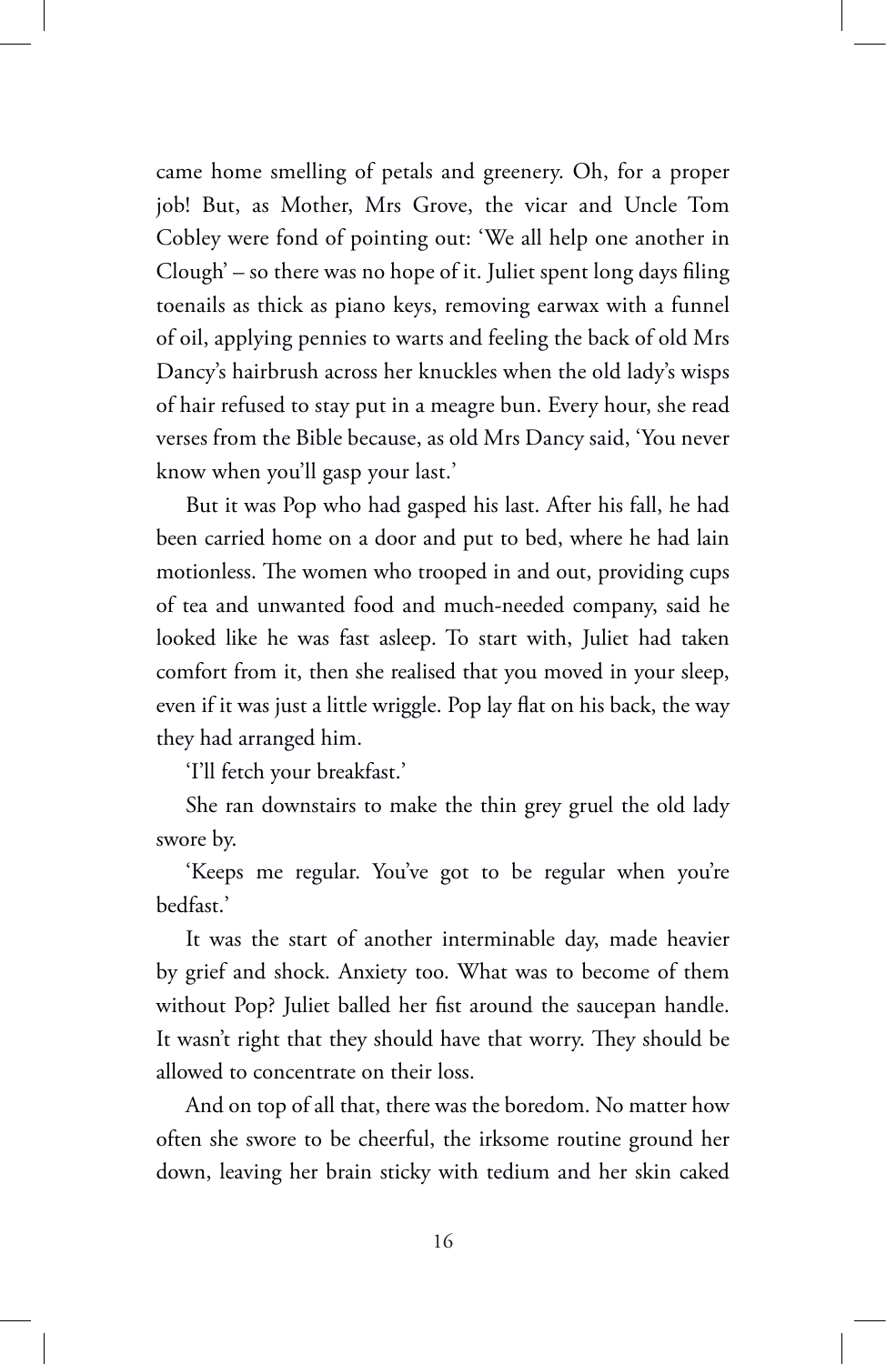came home smelling of petals and greenery. Oh, for a proper job! But, as Mother, Mrs Grove, the vicar and Uncle Tom Cobley were fond of pointing out: 'We all help one another in Clough' – so there was no hope of it. Juliet spent long days filing toenails as thick as piano keys, removing earwax with a funnel of oil, applying pennies to warts and feeling the back of old Mrs Dancy's hairbrush across her knuckles when the old lady's wisps of hair refused to stay put in a meagre bun. Every hour, she read verses from the Bible because, as old Mrs Dancy said, 'You never know when you'll gasp your last.'

But it was Pop who had gasped his last. After his fall, he had been carried home on a door and put to bed, where he had lain motionless. The women who trooped in and out, providing cups of tea and unwanted food and much-needed company, said he looked like he was fast asleep. To start with, Juliet had taken comfort from it, then she realised that you moved in your sleep, even if it was just a little wriggle. Pop lay flat on his back, the way they had arranged him.

'I'll fetch your breakfast.'

She ran downstairs to make the thin grey gruel the old lady swore by.

'Keeps me regular. You've got to be regular when you're bedfast.'

It was the start of another interminable day, made heavier by grief and shock. Anxiety too. What was to become of them without Pop? Juliet balled her fist around the saucepan handle. It wasn't right that they should have that worry. They should be allowed to concentrate on their loss.

And on top of all that, there was the boredom. No matter how often she swore to be cheerful, the irksome routine ground her down, leaving her brain sticky with tedium and her skin caked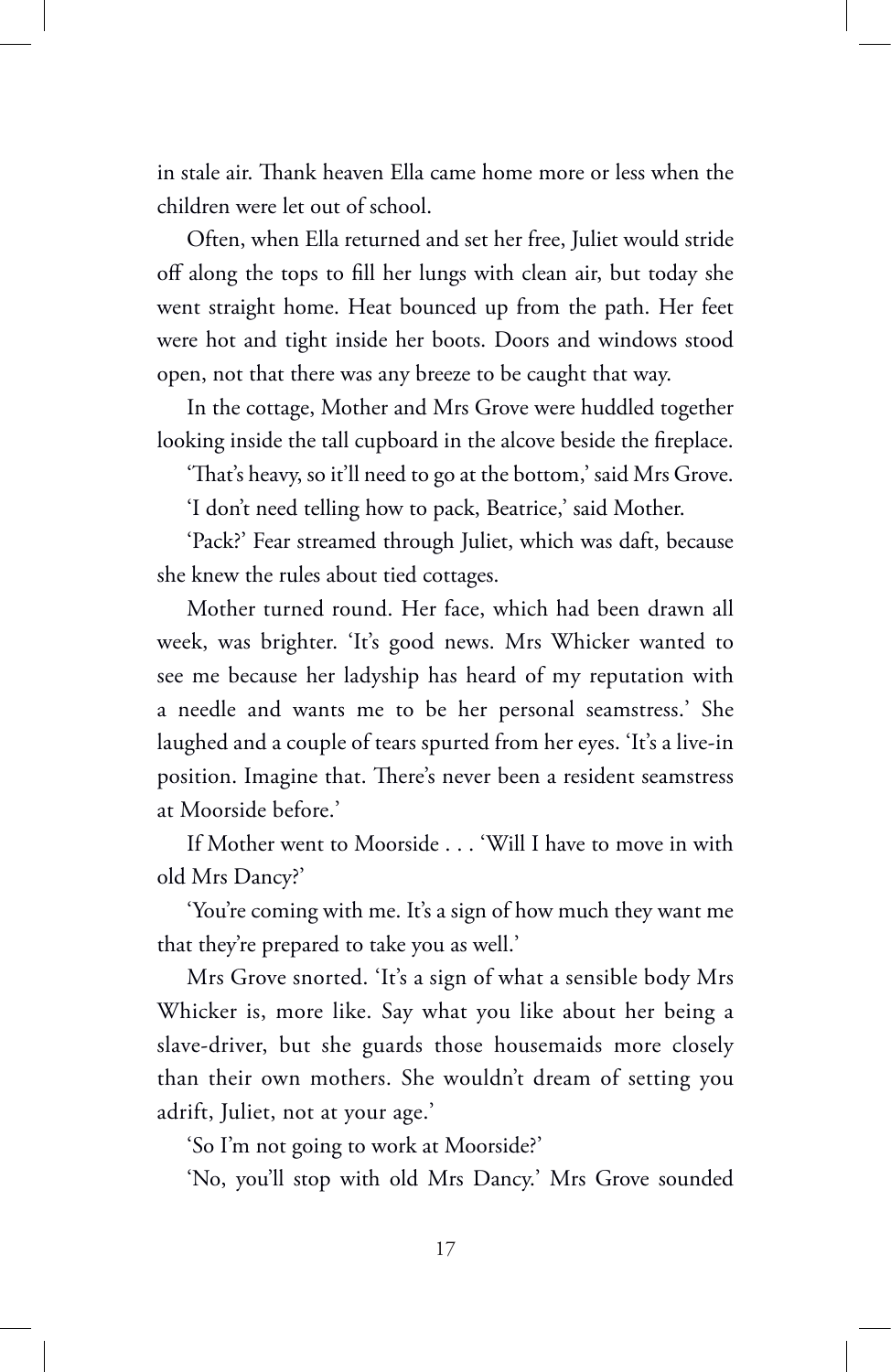in stale air. Thank heaven Ella came home more or less when the children were let out of school.

Often, when Ella returned and set her free, Juliet would stride off along the tops to fill her lungs with clean air, but today she went straight home. Heat bounced up from the path. Her feet were hot and tight inside her boots. Doors and windows stood open, not that there was any breeze to be caught that way.

In the cottage, Mother and Mrs Grove were huddled together looking inside the tall cupboard in the alcove beside the fireplace.

'That's heavy, so it'll need to go at the bottom,' said Mrs Grove.

'I don't need telling how to pack, Beatrice,' said Mother.

'Pack?' Fear streamed through Juliet, which was daft, because she knew the rules about tied cottages.

Mother turned round. Her face, which had been drawn all week, was brighter. 'It's good news. Mrs Whicker wanted to see me because her ladyship has heard of my reputation with a needle and wants me to be her personal seamstress.' She laughed and a couple of tears spurted from her eyes. 'It's a live-in position. Imagine that. There's never been a resident seamstress at Moorside before.'

If Mother went to Moorside . . . 'Will I have to move in with old Mrs Dancy?'

'You're coming with me. It's a sign of how much they want me that they're prepared to take you as well.'

Mrs Grove snorted. 'It's a sign of what a sensible body Mrs Whicker is, more like. Say what you like about her being a slave-driver, but she guards those housemaids more closely than their own mothers. She wouldn't dream of setting you adrift, Juliet, not at your age.'

'So I'm not going to work at Moorside?'

'No, you'll stop with old Mrs Dancy.' Mrs Grove sounded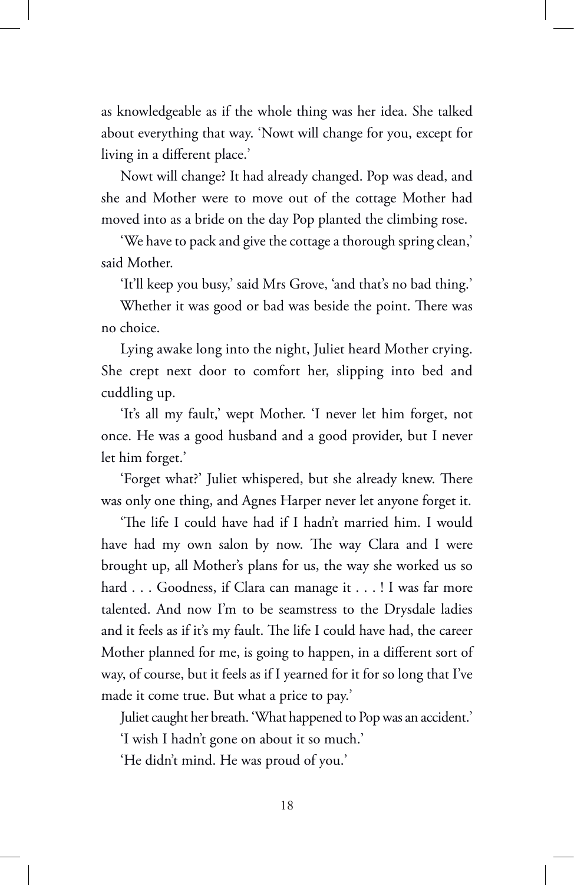as knowledgeable as if the whole thing was her idea. She talked about everything that way. 'Nowt will change for you, except for living in a different place.'

Nowt will change? It had already changed. Pop was dead, and she and Mother were to move out of the cottage Mother had moved into as a bride on the day Pop planted the climbing rose.

'We have to pack and give the cottage a thorough spring clean,' said Mother.

'It'll keep you busy,' said Mrs Grove, 'and that's no bad thing.'

Whether it was good or bad was beside the point. There was no choice.

Lying awake long into the night, Juliet heard Mother crying. She crept next door to comfort her, slipping into bed and cuddling up.

'It's all my fault,' wept Mother. 'I never let him forget, not once. He was a good husband and a good provider, but I never let him forget.'

'Forget what?' Juliet whispered, but she already knew. There was only one thing, and Agnes Harper never let anyone forget it.

'The life I could have had if I hadn't married him. I would have had my own salon by now. The way Clara and I were brought up, all Mother's plans for us, the way she worked us so hard . . . Goodness, if Clara can manage it . . . ! I was far more talented. And now I'm to be seamstress to the Drysdale ladies and it feels as if it's my fault. The life I could have had, the career Mother planned for me, is going to happen, in a different sort of way, of course, but it feels as if I yearned for it for so long that I've made it come true. But what a price to pay.'

Juliet caught her breath. 'What happened to Pop was an accident.'

'I wish I hadn't gone on about it so much.'

'He didn't mind. He was proud of you.'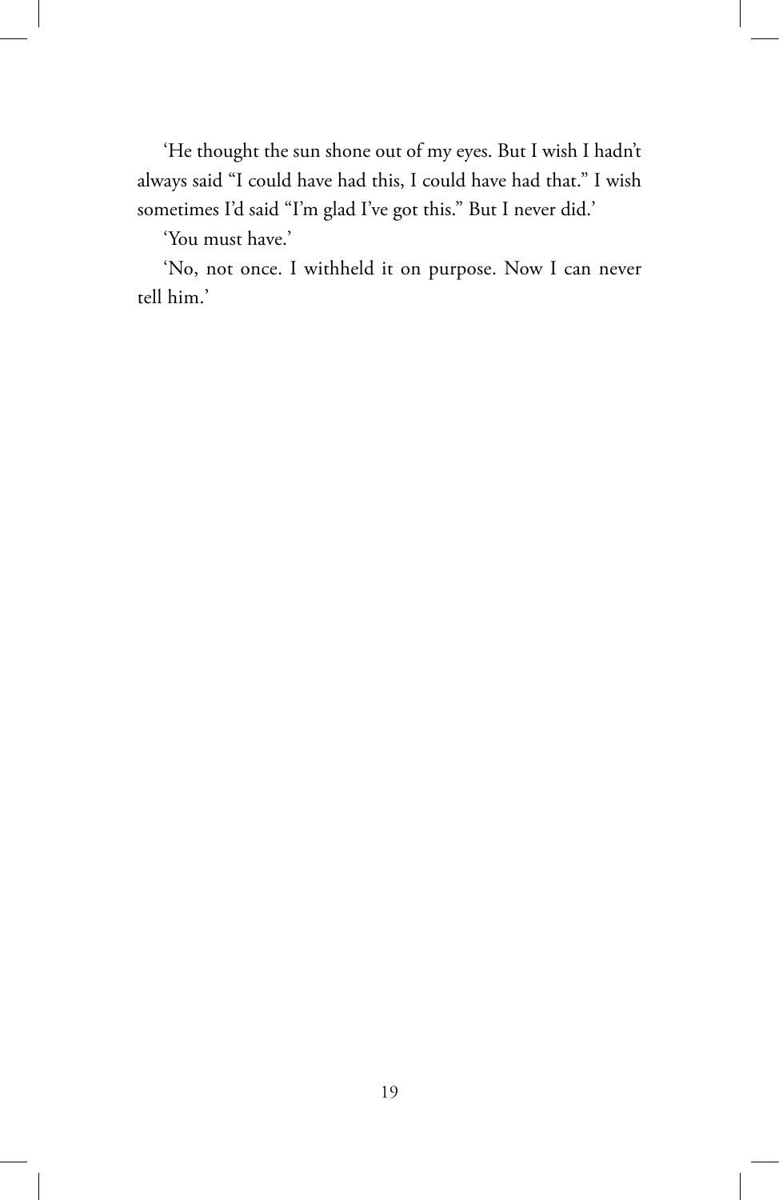'He thought the sun shone out of my eyes. But I wish I hadn't always said "I could have had this, I could have had that." I wish sometimes I'd said "I'm glad I've got this." But I never did.'

'You must have.'

'No, not once. I withheld it on purpose. Now I can never tell him.'